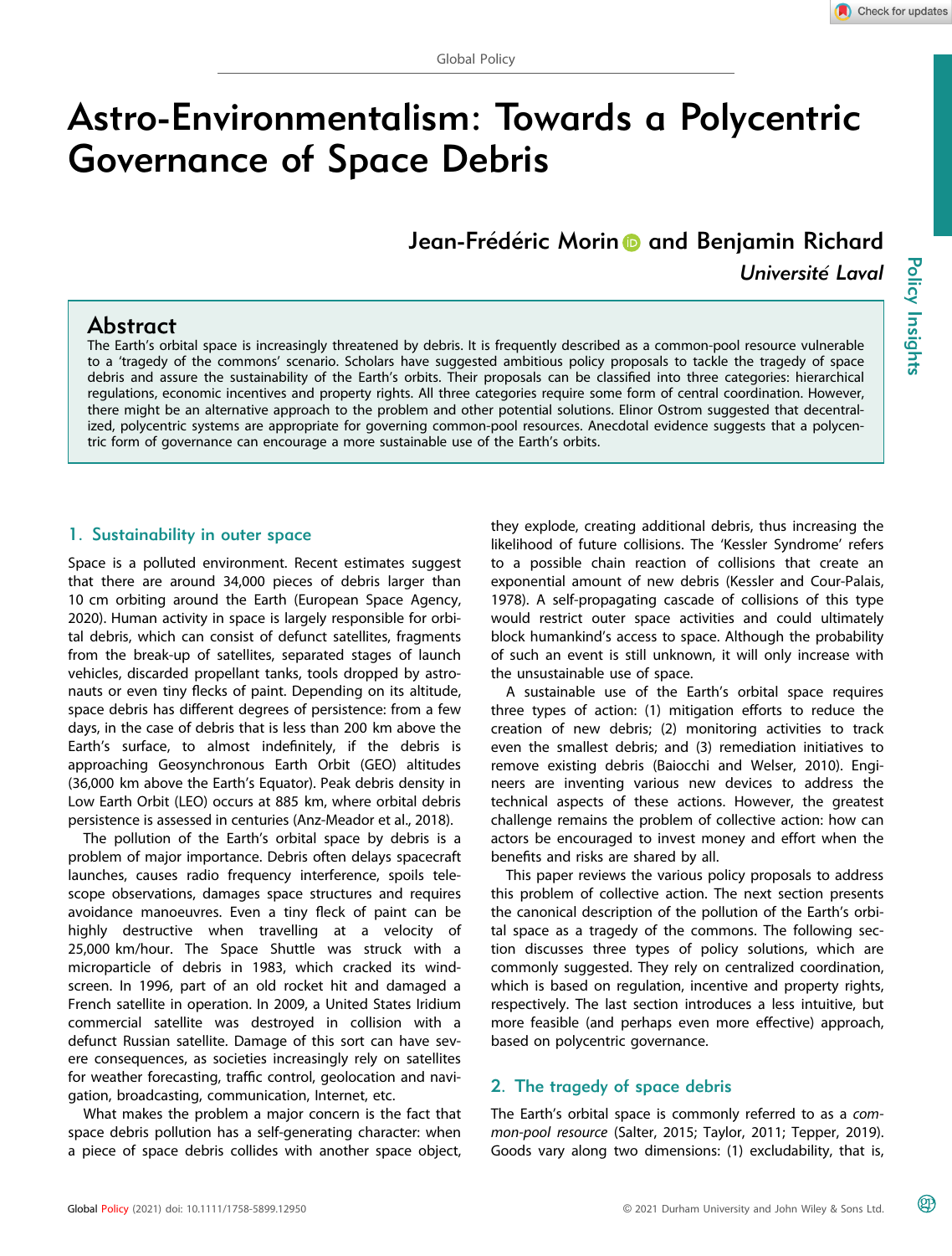# Astro-Environmentalism: Towards a Polycentric Governance of Space Debris

**Jean-Frédéric Morin and Benjamin Richard**

*Université Laval*

## Abstract

The Earth's orbital space is increasingly threatened by debris. It is frequently described as a common-pool resource vulnerable to a 'tragedy of the commons' scenario. Scholars have suggested ambitious policy proposals to tackle the tragedy of space debris and assure the sustainability of the Earth's orbits. Their proposals can be classified into three categories: hierarchical regulations, economic incentives and property rights. All three categories require some form of central coordination. However, there might be an alternative approach to the problem and other potential solutions. Elinor Ostrom suggested that decentralized, polycentric systems are appropriate for governing common-pool resources. Anecdotal evidence suggests that a polycentric form of governance can encourage a more sustainable use of the Earth's orbits.

## 1. Sustainability in outer space

Space is a polluted environment. Recent estimates suggest that there are around 34,000 pieces of debris larger than 10 cm orbiting around the Earth (European Space Agency, 2020). Human activity in space is largely responsible for orbital debris, which can consist of defunct satellites, fragments from the break-up of satellites, separated stages of launch vehicles, discarded propellant tanks, tools dropped by astronauts or even tiny flecks of paint. Depending on its altitude, space debris has different degrees of persistence: from a few days, in the case of debris that is less than 200 km above the Earth's surface, to almost indefinitely, if the debris is approaching Geosynchronous Earth Orbit (GEO) altitudes (36,000 km above the Earth's Equator). Peak debris density in Low Earth Orbit (LEO) occurs at 885 km, where orbital debris persistence is assessed in centuries (Anz-Meador et al., 2018).

The pollution of the Earth's orbital space by debris is a problem of major importance. Debris often delays spacecraft launches, causes radio frequency interference, spoils telescope observations, damages space structures and requires avoidance manoeuvres. Even a tiny fleck of paint can be highly destructive when travelling at a velocity of 25,000 km/hour. The Space Shuttle was struck with a microparticle of debris in 1983, which cracked its windscreen. In 1996, part of an old rocket hit and damaged a French satellite in operation. In 2009, a United States Iridium commercial satellite was destroyed in collision with a defunct Russian satellite. Damage of this sort can have severe consequences, as societies increasingly rely on satellites for weather forecasting, traffic control, geolocation and navigation, broadcasting, communication, Internet, etc.

What makes the problem a major concern is the fact that space debris pollution has a self-generating character: when a piece of space debris collides with another space object, they explode, creating additional debris, thus increasing the likelihood of future collisions. The 'Kessler Syndrome' refers to a possible chain reaction of collisions that create an exponential amount of new debris (Kessler and Cour-Palais, 1978). A self-propagating cascade of collisions of this type would restrict outer space activities and could ultimately block humankind's access to space. Although the probability of such an event is still unknown, it will only increase with the unsustainable use of space.

A sustainable use of the Earth's orbital space requires three types of action: (1) mitigation efforts to reduce the creation of new debris; (2) monitoring activities to track even the smallest debris; and (3) remediation initiatives to remove existing debris (Baiocchi and Welser, 2010). Engineers are inventing various new devices to address the technical aspects of these actions. However, the greatest challenge remains the problem of collective action: how can actors be encouraged to invest money and effort when the benefits and risks are shared by all.

This paper reviews the various policy proposals to address this problem of collective action. The next section presents the canonical description of the pollution of the Earth's orbital space as a tragedy of the commons. The following section discusses three types of policy solutions, which are commonly suggested. They rely on centralized coordination, which is based on regulation, incentive and property rights, respectively. The last section introduces a less intuitive, but more feasible (and perhaps even more effective) approach, based on polycentric governance.

## 2. The tragedy of space debris

The Earth's orbital space is commonly referred to as a *common-pool resource* (Salter, 2015; Taylor, 2011; Tepper, 2019). Goods vary along two dimensions: (1) excludability, that is,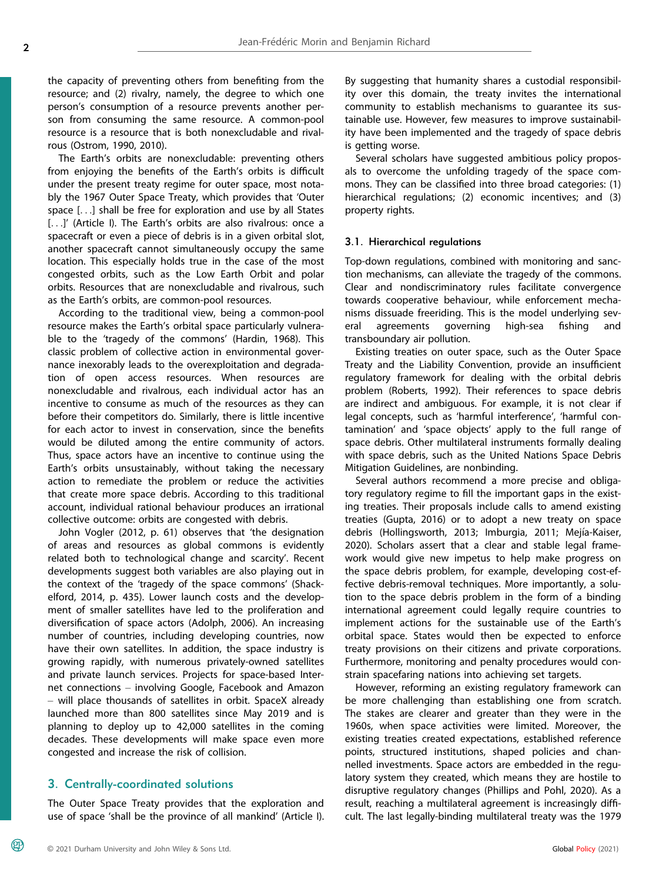the capacity of preventing others from benefiting from the resource; and (2) rivalry, namely, the degree to which one person's consumption of a resource prevents another person from consuming the same resource. A common-pool resource is a resource that is both nonexcludable and rivalrous (Ostrom, 1990, 2010).

The Earth's orbits are nonexcludable: preventing others from enjoying the benefits of the Earth's orbits is difficult under the present treaty regime for outer space, most notably the 1967 Outer Space Treaty, which provides that 'Outer space [. . .] shall be free for exploration and use by all States [. . .]' (Article I). The Earth's orbits are also rivalrous: once a spacecraft or even a piece of debris is in a given orbital slot, another spacecraft cannot simultaneously occupy the same location. This especially holds true in the case of the most congested orbits, such as the Low Earth Orbit and polar orbits. Resources that are nonexcludable and rivalrous, such as the Earth's orbits, are common-pool resources.

According to the traditional view, being a common-pool resource makes the Earth's orbital space particularly vulnerable to the 'tragedy of the commons' (Hardin, 1968). This classic problem of collective action in environmental governance inexorably leads to the overexploitation and degradation of open access resources. When resources are nonexcludable and rivalrous, each individual actor has an incentive to consume as much of the resources as they can before their competitors do. Similarly, there is little incentive for each actor to invest in conservation, since the benefits would be diluted among the entire community of actors. Thus, space actors have an incentive to continue using the Earth's orbits unsustainably, without taking the necessary action to remediate the problem or reduce the activities that create more space debris. According to this traditional account, individual rational behaviour produces an irrational collective outcome: orbits are congested with debris.

John Vogler (2012, p. 61) observes that 'the designation of areas and resources as global commons is evidently related both to technological change and scarcity'. Recent developments suggest both variables are also playing out in the context of the 'tragedy of the space commons' (Shackelford, 2014, p. 435). Lower launch costs and the development of smaller satellites have led to the proliferation and diversification of space actors (Adolph, 2006). An increasing number of countries, including developing countries, now have their own satellites. In addition, the space industry is growing rapidly, with numerous privately-owned satellites and private launch services. Projects for space-based Internet connections – involving Google, Facebook and Amazon – will place thousands of satellites in orbit. SpaceX already launched more than 800 satellites since May 2019 and is planning to deploy up to 42,000 satellites in the coming decades. These developments will make space even more congested and increase the risk of collision.

## 3. Centrally-coordinated solutions

The Outer Space Treaty provides that the exploration and use of space 'shall be the province of all mankind' (Article I). By suggesting that humanity shares a custodial responsibility over this domain, the treaty invites the international community to establish mechanisms to guarantee its sustainable use. However, few measures to improve sustainability have been implemented and the tragedy of space debris is getting worse.

Several scholars have suggested ambitious policy proposals to overcome the unfolding tragedy of the space commons. They can be classified into three broad categories: (1) hierarchical regulations; (2) economic incentives; and (3) property rights.

### 3.1. Hierarchical regulations

Top-down regulations, combined with monitoring and sanction mechanisms, can alleviate the tragedy of the commons. Clear and nondiscriminatory rules facilitate convergence towards cooperative behaviour, while enforcement mechanisms dissuade freeriding. This is the model underlying several agreements governing high-sea fishing and transboundary air pollution.

Existing treaties on outer space, such as the Outer Space Treaty and the Liability Convention, provide an insufficient regulatory framework for dealing with the orbital debris problem (Roberts, 1992). Their references to space debris are indirect and ambiguous. For example, it is not clear if legal concepts, such as 'harmful interference', 'harmful contamination' and 'space objects' apply to the full range of space debris. Other multilateral instruments formally dealing with space debris, such as the United Nations Space Debris Mitigation Guidelines, are nonbinding.

Several authors recommend a more precise and obligatory regulatory regime to fill the important gaps in the existing treaties. Their proposals include calls to amend existing treaties (Gupta, 2016) or to adopt a new treaty on space debris (Hollingsworth, 2013; Imburgia, 2011; Mejía-Kaiser, 2020). Scholars assert that a clear and stable legal framework would give new impetus to help make progress on the space debris problem, for example, developing cost-effective debris-removal techniques. More importantly, a solution to the space debris problem in the form of a binding international agreement could legally require countries to implement actions for the sustainable use of the Earth's orbital space. States would then be expected to enforce treaty provisions on their citizens and private corporations. Furthermore, monitoring and penalty procedures would constrain spacefaring nations into achieving set targets.

However, reforming an existing regulatory framework can be more challenging than establishing one from scratch. The stakes are clearer and greater than they were in the 1960s, when space activities were limited. Moreover, the existing treaties created expectations, established reference points, structured institutions, shaped policies and channelled investments. Space actors are embedded in the regulatory system they created, which means they are hostile to disruptive regulatory changes (Phillips and Pohl, 2020). As a result, reaching a multilateral agreement is increasingly difficult. The last legally-binding multilateral treaty was the 1979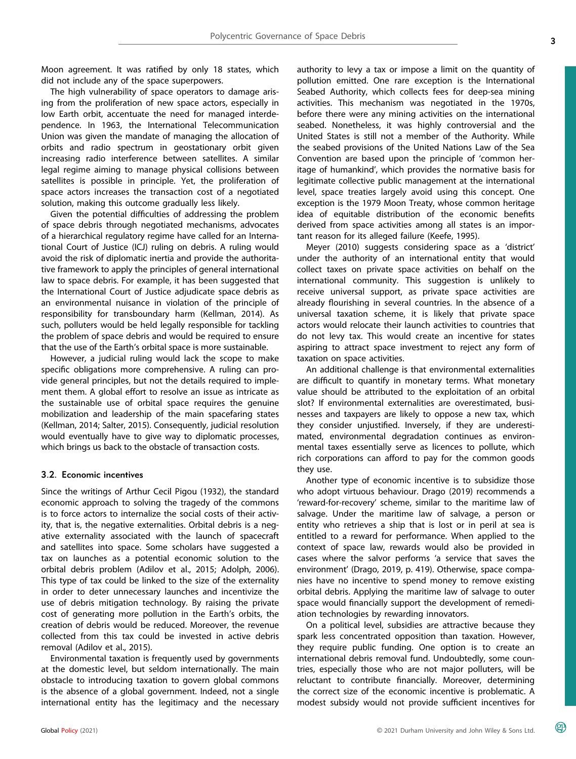Moon agreement. It was ratified by only 18 states, which did not include any of the space superpowers.

The high vulnerability of space operators to damage arising from the proliferation of new space actors, especially in low Earth orbit, accentuate the need for managed interdependence. In 1963, the International Telecommunication Union was given the mandate of managing the allocation of orbits and radio spectrum in geostationary orbit given increasing radio interference between satellites. A similar legal regime aiming to manage physical collisions between satellites is possible in principle. Yet, the proliferation of space actors increases the transaction cost of a negotiated solution, making this outcome gradually less likely.

Given the potential difficulties of addressing the problem of space debris through negotiated mechanisms, advocates of a hierarchical regulatory regime have called for an International Court of Justice (ICJ) ruling on debris. A ruling would avoid the risk of diplomatic inertia and provide the authoritative framework to apply the principles of general international law to space debris. For example, it has been suggested that the International Court of Justice adjudicate space debris as an environmental nuisance in violation of the principle of responsibility for transboundary harm (Kellman, 2014). As such, polluters would be held legally responsible for tackling the problem of space debris and would be required to ensure that the use of the Earth's orbital space is more sustainable.

However, a judicial ruling would lack the scope to make specific obligations more comprehensive. A ruling can provide general principles, but not the details required to implement them. A global effort to resolve an issue as intricate as the sustainable use of orbital space requires the genuine mobilization and leadership of the main spacefaring states (Kellman, 2014; Salter, 2015). Consequently, judicial resolution would eventually have to give way to diplomatic processes, which brings us back to the obstacle of transaction costs.

### 3.2. Economic incentives

Since the writings of Arthur Cecil Pigou (1932), the standard economic approach to solving the tragedy of the commons is to force actors to internalize the social costs of their activity, that is, the negative externalities. Orbital debris is a negative externality associated with the launch of spacecraft and satellites into space. Some scholars have suggested a tax on launches as a potential economic solution to the orbital debris problem (Adilov et al., 2015; Adolph, 2006). This type of tax could be linked to the size of the externality in order to deter unnecessary launches and incentivize the use of debris mitigation technology. By raising the private cost of generating more pollution in the Earth's orbits, the creation of debris would be reduced. Moreover, the revenue collected from this tax could be invested in active debris removal (Adilov et al., 2015).

Environmental taxation is frequently used by governments at the domestic level, but seldom internationally. The main obstacle to introducing taxation to govern global commons is the absence of a global government. Indeed, not a single international entity has the legitimacy and the necessary authority to levy a tax or impose a limit on the quantity of pollution emitted. One rare exception is the International Seabed Authority, which collects fees for deep-sea mining activities. This mechanism was negotiated in the 1970s, before there were any mining activities on the international seabed. Nonetheless, it was highly controversial and the United States is still not a member of the Authority. While the seabed provisions of the United Nations Law of the Sea Convention are based upon the principle of 'common heritage of humankind', which provides the normative basis for legitimate collective public management at the international level, space treaties largely avoid using this concept. One exception is the 1979 Moon Treaty, whose common heritage idea of equitable distribution of the economic benefits derived from space activities among all states is an important reason for its alleged failure (Keefe, 1995).

Meyer (2010) suggests considering space as a 'district' under the authority of an international entity that would collect taxes on private space activities on behalf on the international community. This suggestion is unlikely to receive universal support, as private space activities are already flourishing in several countries. In the absence of a universal taxation scheme, it is likely that private space actors would relocate their launch activities to countries that do not levy tax. This would create an incentive for states aspiring to attract space investment to reject any form of taxation on space activities.

An additional challenge is that environmental externalities are difficult to quantify in monetary terms. What monetary value should be attributed to the exploitation of an orbital slot? If environmental externalities are overestimated, businesses and taxpayers are likely to oppose a new tax, which they consider unjustified. Inversely, if they are underestimated, environmental degradation continues as environmental taxes essentially serve as licences to pollute, which rich corporations can afford to pay for the common goods they use.

Another type of economic incentive is to subsidize those who adopt virtuous behaviour. Drago (2019) recommends a 'reward-for-recovery' scheme, similar to the maritime law of salvage. Under the maritime law of salvage, a person or entity who retrieves a ship that is lost or in peril at sea is entitled to a reward for performance. When applied to the context of space law, rewards would also be provided in cases where the salvor performs 'a service that saves the environment' (Drago, 2019, p. 419). Otherwise, space companies have no incentive to spend money to remove existing orbital debris. Applying the maritime law of salvage to outer space would financially support the development of remediation technologies by rewarding innovators.

On a political level, subsidies are attractive because they spark less concentrated opposition than taxation. However, they require public funding. One option is to create an international debris removal fund. Undoubtedly, some countries, especially those who are not major polluters, will be reluctant to contribute financially. Moreover, determining the correct size of the economic incentive is problematic. A modest subsidy would not provide sufficient incentives for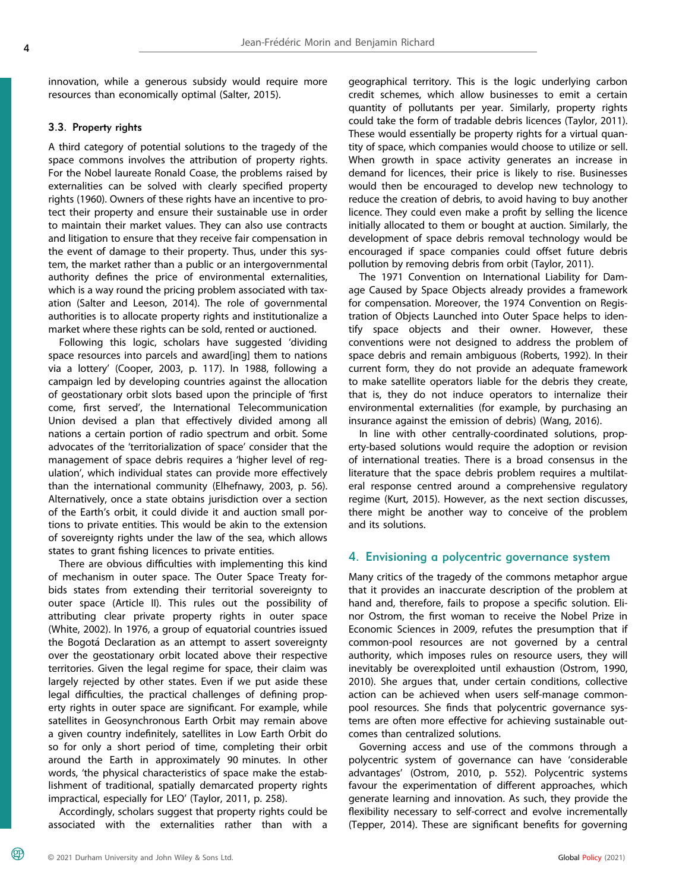innovation, while a generous subsidy would require more resources than economically optimal (Salter, 2015).

### 3.3. Property rights

A third category of potential solutions to the tragedy of the space commons involves the attribution of property rights. For the Nobel laureate Ronald Coase, the problems raised by externalities can be solved with clearly specified property rights (1960). Owners of these rights have an incentive to protect their property and ensure their sustainable use in order to maintain their market values. They can also use contracts and litigation to ensure that they receive fair compensation in the event of damage to their property. Thus, under this system, the market rather than a public or an intergovernmental authority defines the price of environmental externalities, which is a way round the pricing problem associated with taxation (Salter and Leeson, 2014). The role of governmental authorities is to allocate property rights and institutionalize a market where these rights can be sold, rented or auctioned.

Following this logic, scholars have suggested 'dividing space resources into parcels and award[ing] them to nations via a lottery' (Cooper, 2003, p. 117). In 1988, following a campaign led by developing countries against the allocation of geostationary orbit slots based upon the principle of 'first come, first served', the International Telecommunication Union devised a plan that effectively divided among all nations a certain portion of radio spectrum and orbit. Some advocates of the 'territorialization of space' consider that the management of space debris requires a 'higher level of regulation', which individual states can provide more effectively than the international community (Elhefnawy, 2003, p. 56). Alternatively, once a state obtains jurisdiction over a section of the Earth's orbit, it could divide it and auction small portions to private entities. This would be akin to the extension of sovereignty rights under the law of the sea, which allows states to grant fishing licences to private entities.

There are obvious difficulties with implementing this kind of mechanism in outer space. The Outer Space Treaty forbids states from extending their territorial sovereignty to outer space (Article II). This rules out the possibility of attributing clear private property rights in outer space (White, 2002). In 1976, a group of equatorial countries issued the Bogotá Declaration as an attempt to assert sovereignty over the geostationary orbit located above their respective territories. Given the legal regime for space, their claim was largely rejected by other states. Even if we put aside these legal difficulties, the practical challenges of defining property rights in outer space are significant. For example, while satellites in Geosynchronous Earth Orbit may remain above a given country indefinitely, satellites in Low Earth Orbit do so for only a short period of time, completing their orbit around the Earth in approximately 90 minutes. In other words, 'the physical characteristics of space make the establishment of traditional, spatially demarcated property rights impractical, especially for LEO' (Taylor, 2011, p. 258).

Accordingly, scholars suggest that property rights could be associated with the externalities rather than with a geographical territory. This is the logic underlying carbon credit schemes, which allow businesses to emit a certain quantity of pollutants per year. Similarly, property rights could take the form of tradable debris licences (Taylor, 2011). These would essentially be property rights for a virtual quantity of space, which companies would choose to utilize or sell. When growth in space activity generates an increase in demand for licences, their price is likely to rise. Businesses would then be encouraged to develop new technology to reduce the creation of debris, to avoid having to buy another licence. They could even make a profit by selling the licence initially allocated to them or bought at auction. Similarly, the development of space debris removal technology would be encouraged if space companies could offset future debris pollution by removing debris from orbit (Taylor, 2011).

The 1971 Convention on International Liability for Damage Caused by Space Objects already provides a framework for compensation. Moreover, the 1974 Convention on Registration of Objects Launched into Outer Space helps to identify space objects and their owner. However, these conventions were not designed to address the problem of space debris and remain ambiguous (Roberts, 1992). In their current form, they do not provide an adequate framework to make satellite operators liable for the debris they create, that is, they do not induce operators to internalize their environmental externalities (for example, by purchasing an insurance against the emission of debris) (Wang, 2016).

In line with other centrally-coordinated solutions, property-based solutions would require the adoption or revision of international treaties. There is a broad consensus in the literature that the space debris problem requires a multilateral response centred around a comprehensive regulatory regime (Kurt, 2015). However, as the next section discusses, there might be another way to conceive of the problem and its solutions.

## 4. Envisioning a polycentric governance system

Many critics of the tragedy of the commons metaphor argue that it provides an inaccurate description of the problem at hand and, therefore, fails to propose a specific solution. Elinor Ostrom, the first woman to receive the Nobel Prize in Economic Sciences in 2009, refutes the presumption that if common-pool resources are not governed by a central authority, which imposes rules on resource users, they will inevitably be overexploited until exhaustion (Ostrom, 1990, 2010). She argues that, under certain conditions, collective action can be achieved when users self-manage common-pool resources. She finds that polycentric governance systems are often more effective for achieving sustainable outcomes than centralized solutions.

Governing access and use of the commons through a polycentric system of governance can have 'considerable advantages' (Ostrom, 2010, p. 552). Polycentric systems favour the experimentation of different approaches, which generate learning and innovation. As such, they provide the flexibility necessary to self-correct and evolve incrementally (Tepper, 2014). These are significant benefits for governing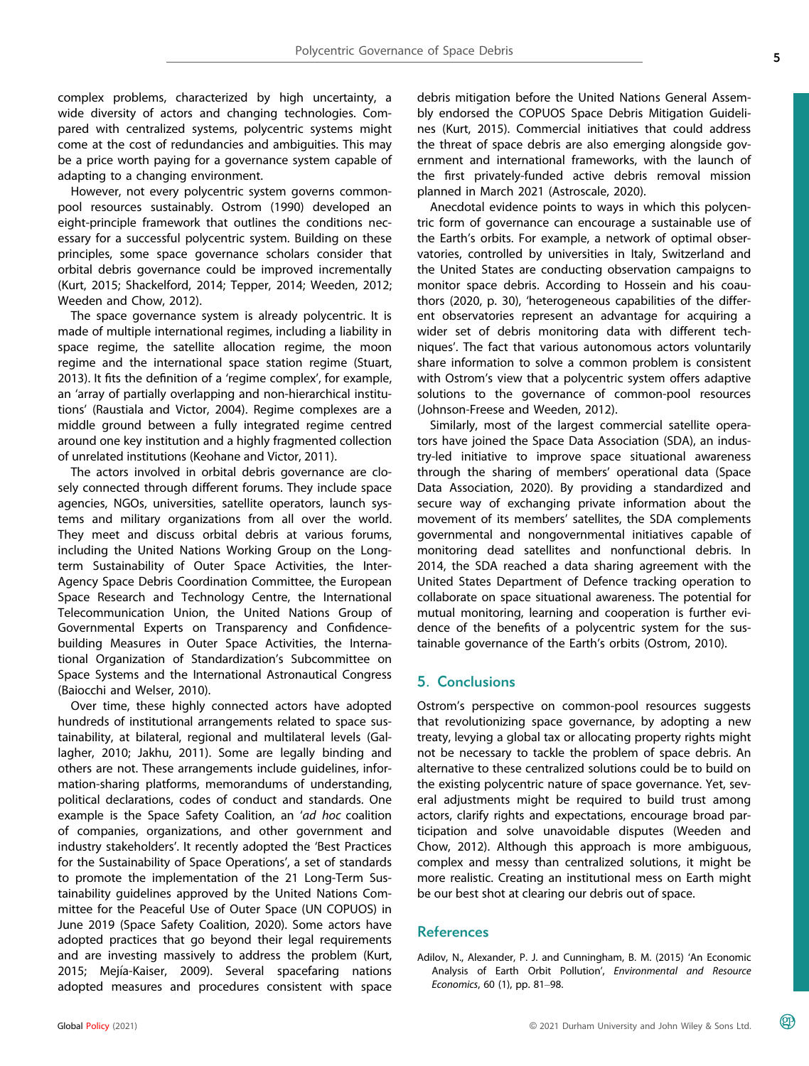complex problems, characterized by high uncertainty, a wide diversity of actors and changing technologies. Compared with centralized systems, polycentric systems might come at the cost of redundancies and ambiguities. This may be a price worth paying for a governance system capable of adapting to a changing environment.

However, not every polycentric system governs common-pool resources sustainably. Ostrom (1990) developed an eight-principle framework that outlines the conditions necessary for a successful polycentric system. Building on these principles, some space governance scholars consider that orbital debris governance could be improved incrementally (Kurt, 2015; Shackelford, 2014; Tepper, 2014; Weeden, 2012; Weeden and Chow, 2012).

The space governance system is already polycentric. It is made of multiple international regimes, including a liability in space regime, the satellite allocation regime, the moon regime and the international space station regime (Stuart, 2013). It fits the definition of a 'regime complex', for example, an 'array of partially overlapping and non-hierarchical institutions' (Raustiala and Victor, 2004). Regime complexes are a middle ground between a fully integrated regime centred around one key institution and a highly fragmented collection of unrelated institutions (Keohane and Victor, 2011).

The actors involved in orbital debris governance are closely connected through different forums. They include space agencies, NGOs, universities, satellite operators, launch systems and military organizations from all over the world. They meet and discuss orbital debris at various forums, including the United Nations Working Group on the Long-term Sustainability of Outer Space Activities, the Inter-Agency Space Debris Coordination Committee, the European Space Research and Technology Centre, the International Telecommunication Union, the United Nations Group of Governmental Experts on Transparency and Confidence-building Measures in Outer Space Activities, the International Organization of Standardization's Subcommittee on Space Systems and the International Astronautical Congress (Baiocchi and Welser, 2010).

Over time, these highly connected actors have adopted hundreds of institutional arrangements related to space sustainability, at bilateral, regional and multilateral levels (Gallagher, 2010; Jakhu, 2011). Some are legally binding and others are not. These arrangements include guidelines, information-sharing platforms, memorandums of understanding, political declarations, codes of conduct and standards. One example is the Space Safety Coalition, an '*ad hoc* coalition of companies, organizations, and other government and industry stakeholders'. It recently adopted the 'Best Practices for the Sustainability of Space Operations', a set of standards to promote the implementation of the 21 Long-Term Sustainability guidelines approved by the United Nations Committee for the Peaceful Use of Outer Space (UN COPUOS) in June 2019 (Space Safety Coalition, 2020). Some actors have adopted practices that go beyond their legal requirements and are investing massively to address the problem (Kurt, 2015; Mejía-Kaiser, 2009). Several spacefaring nations adopted measures and procedures consistent with space debris mitigation before the United Nations General Assembly endorsed the COPUOS Space Debris Mitigation Guidelines (Kurt, 2015). Commercial initiatives that could address the threat of space debris are also emerging alongside government and international frameworks, with the launch of the first privately-funded active debris removal mission planned in March 2021 (Astroscale, 2020).

Anecdotal evidence points to ways in which this polycentric form of governance can encourage a sustainable use of the Earth's orbits. For example, a network of optimal observatories, controlled by universities in Italy, Switzerland and the United States are conducting observation campaigns to monitor space debris. According to Hossein and his coauthors (2020, p. 30), 'heterogeneous capabilities of the different observatories represent an advantage for acquiring a wider set of debris monitoring data with different techniques'. The fact that various autonomous actors voluntarily share information to solve a common problem is consistent with Ostrom's view that a polycentric system offers adaptive solutions to the governance of common-pool resources (Johnson-Freese and Weeden, 2012).

Similarly, most of the largest commercial satellite operators have joined the Space Data Association (SDA), an industry-led initiative to improve space situational awareness through the sharing of members' operational data (Space Data Association, 2020). By providing a standardized and secure way of exchanging private information about the movement of its members' satellites, the SDA complements governmental and nongovernmental initiatives capable of monitoring dead satellites and nonfunctional debris. In 2014, the SDA reached a data sharing agreement with the United States Department of Defence tracking operation to collaborate on space situational awareness. The potential for mutual monitoring, learning and cooperation is further evidence of the benefits of a polycentric system for the sustainable governance of the Earth's orbits (Ostrom, 2010).

## 5. Conclusions

Ostrom's perspective on common-pool resources suggests that revolutionizing space governance, by adopting a new treaty, levying a global tax or allocating property rights might not be necessary to tackle the problem of space debris. An alternative to these centralized solutions could be to build on the existing polycentric nature of space governance. Yet, several adjustments might be required to build trust among actors, clarify rights and expectations, encourage broad participation and solve unavoidable disputes (Weeden and Chow, 2012). Although this approach is more ambiguous, complex and messy than centralized solutions, it might be more realistic. Creating an institutional mess on Earth might be our best shot at clearing our debris out of space.

## References

Adilov, N., Alexander, P. J. and Cunningham, B. M. (2015) 'An Economic Analysis of Earth Orbit Pollution', *Environmental and Resource Economics*, 60 (1), pp. 81–98.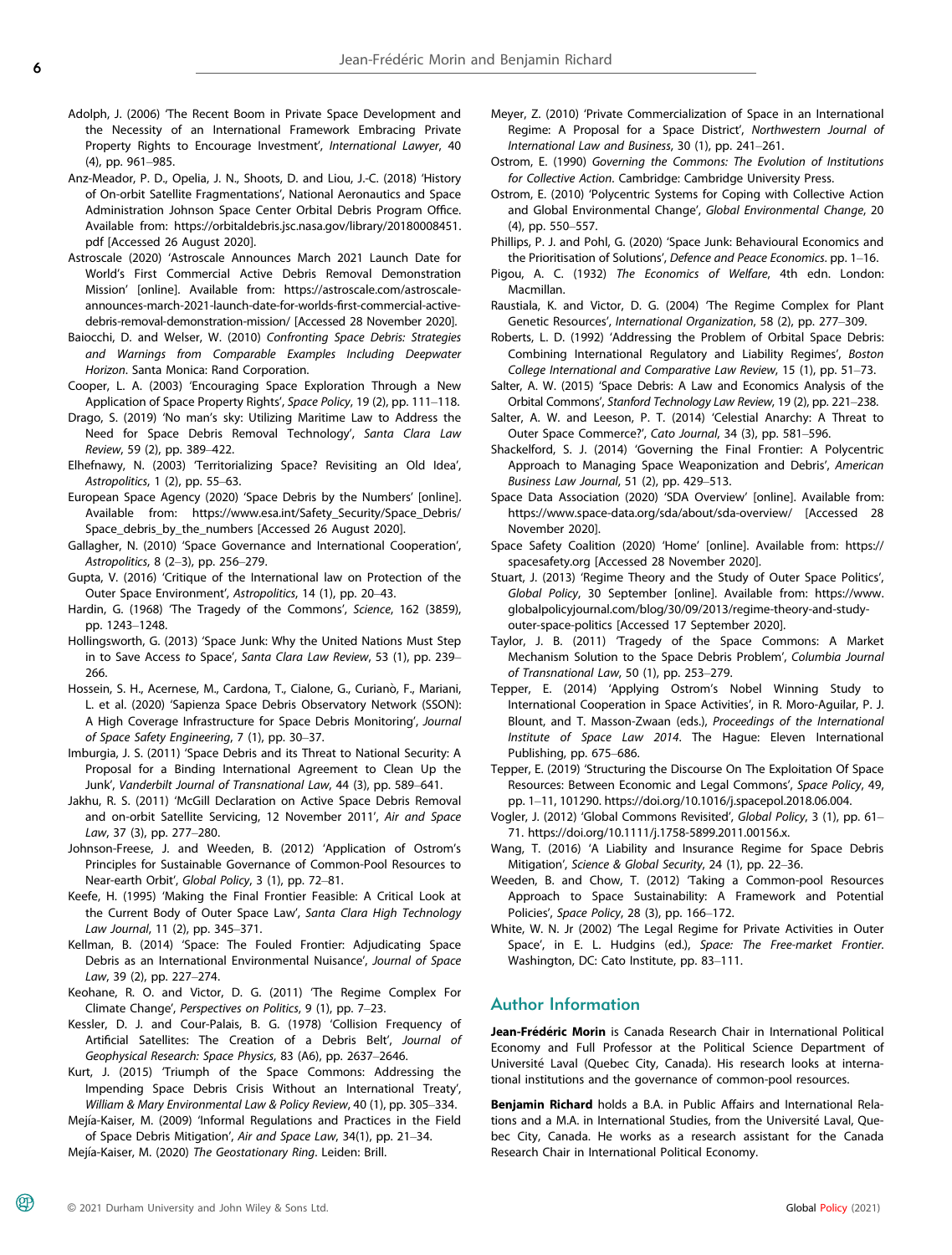Adolph, J. (2006) 'The Recent Boom in Private Space Development and the Necessity of an International Framework Embracing Private Property Rights to Encourage Investment', *International Lawyer*, 40 (4), pp. 961–985.

Anz-Meador, P. D., Opelia, J. N., Shoots, D. and Liou, J.-C. (2018) 'History of On-orbit Satellite Fragmentations', National Aeronautics and Space Administration Johnson Space Center Orbital Debris Program Office. Available from: https://orbitaldebris.jsc.nasa.gov/library/20180008451.pdf [Accessed 26 August 2020].

Astroscale (2020) 'Astroscale Announces March 2021 Launch Date for World's First Commercial Active Debris Removal Demonstration Mission' [online]. Available from: https://astroscale.com/astroscale-announces-march-2021-launch-date-for-worlds-first-commercial-active-debris-removal-demonstration-mission/ [Accessed 28 November 2020].

Baiocchi, D. and Welser, W. (2010) *Confronting Space Debris: Strategies and Warnings from Comparable Examples Including Deepwater Horizon*. Santa Monica: Rand Corporation.

Cooper, L. A. (2003) 'Encouraging Space Exploration Through a New Application of Space Property Rights', *Space Policy*, 19 (2), pp. 111–118.

Drago, S. (2019) 'No man's sky: Utilizing Maritime Law to Address the Need for Space Debris Removal Technology', *Santa Clara Law Review*, 59 (2), pp. 389–422.

Elhefnawy, N. (2003) 'Territorializing Space? Revisiting an Old Idea', *Astropolitics*, 1 (2), pp. 55–63.

European Space Agency (2020) 'Space Debris by the Numbers' [online]. Available from: https://www.esa.int/Safety_Security/Space_Debris/Space_debris_by_the_numbers [Accessed 26 August 2020].

Gallagher, N. (2010) 'Space Governance and International Cooperation', *Astropolitics*, 8 (2–3), pp. 256–279.

Gupta, V. (2016) 'Critique of the International law on Protection of the Outer Space Environment', *Astropolitics*, 14 (1), pp. 20–43.

Hardin, G. (1968) 'The Tragedy of the Commons', *Science*, 162 (3859), pp. 1243–1248.

Hollingsworth, G. (2013) 'Space Junk: Why the United Nations Must Step in to Save Access to Space', *Santa Clara Law Review*, 53 (1), pp. 239–266.

Hossein, S. H., Acernese, M., Cardona, T., Cialone, G., Curianò, F., Mariani, L. et al. (2020) 'Sapienza Space Debris Observatory Network (SSON): A High Coverage Infrastructure for Space Debris Monitoring', *Journal of Space Safety Engineering*, 7 (1), pp. 30–37.

Imburgia, J. S. (2011) 'Space Debris and its Threat to National Security: A Proposal for a Binding International Agreement to Clean Up the Junk', *Vanderbilt Journal of Transnational Law*, 44 (3), pp. 589–641.

Jakhu, R. S. (2011) 'McGill Declaration on Active Space Debris Removal and on-orbit Satellite Servicing, 12 November 2011', *Air and Space Law*, 37 (3), pp. 277–280.

Johnson-Freese, J. and Weeden, B. (2012) 'Application of Ostrom's Principles for Sustainable Governance of Common-Pool Resources to Near-earth Orbit', *Global Policy*, 3 (1), pp. 72–81.

Keefe, H. (1995) 'Making the Final Frontier Feasible: A Critical Look at the Current Body of Outer Space Law', *Santa Clara High Technology Law Journal*, 11 (2), pp. 345–371.

Kellman, B. (2014) 'Space: The Fouled Frontier: Adjudicating Space Debris as an International Environmental Nuisance', *Journal of Space Law*, 39 (2), pp. 227–274.

Keohane, R. O. and Victor, D. G. (2011) 'The Regime Complex For Climate Change', *Perspectives on Politics*, 9 (1), pp. 7–23.

Kessler, D. J. and Cour-Palais, B. G. (1978) 'Collision Frequency of Artificial Satellites: The Creation of a Debris Belt', *Journal of Geophysical Research: Space Physics*, 83 (A6), pp. 2637–2646.

Kurt, J. (2015) 'Triumph of the Space Commons: Addressing the Impending Space Debris Crisis Without an International Treaty', *William & Mary Environmental Law & Policy Review*, 40 (1), pp. 305–334.

Mejía-Kaiser, M. (2009) 'Informal Regulations and Practices in the Field of Space Debris Mitigation', *Air and Space Law*, 34(1), pp. 21–34.

Mejía-Kaiser, M. (2020) *The Geostationary Ring*. Leiden: Brill.

Meyer, Z. (2010) 'Private Commercialization of Space in an International Regime: A Proposal for a Space District', *Northwestern Journal of International Law and Business*, 30 (1), pp. 241–261.

Ostrom, E. (1990) *Governing the Commons: The Evolution of Institutions for Collective Action*. Cambridge: Cambridge University Press.

Ostrom, E. (2010) 'Polycentric Systems for Coping with Collective Action and Global Environmental Change', *Global Environmental Change*, 20 (4), pp. 550–557.

Phillips, P. J. and Pohl, G. (2020) 'Space Junk: Behavioural Economics and the Prioritisation of Solutions', *Defence and Peace Economics*. pp. 1–16.

Pigou, A. C. (1932) *The Economics of Welfare*, 4th edn. London: Macmillan.

Raustiala, K. and Victor, D. G. (2004) 'The Regime Complex for Plant Genetic Resources', *International Organization*, 58 (2), pp. 277–309.

Roberts, L. D. (1992) 'Addressing the Problem of Orbital Space Debris: Combining International Regulatory and Liability Regimes', *Boston College International and Comparative Law Review*, 15 (1), pp. 51–73.

Salter, A. W. (2015) 'Space Debris: A Law and Economics Analysis of the Orbital Commons', *Stanford Technology Law Review*, 19 (2), pp. 221–238.

Salter, A. W. and Leeson, P. T. (2014) 'Celestial Anarchy: A Threat to Outer Space Commerce?', *Cato Journal*, 34 (3), pp. 581–596.

Shackelford, S. J. (2014) 'Governing the Final Frontier: A Polycentric Approach to Managing Space Weaponization and Debris', *American Business Law Journal*, 51 (2), pp. 429–513.

Space Data Association (2020) 'SDA Overview' [online]. Available from: https://www.space-data.org/sda/about/sda-overview/ [Accessed 28 November 2020].

Space Safety Coalition (2020) 'Home' [online]. Available from: https://spacesafety.org [Accessed 28 November 2020].

Stuart, J. (2013) 'Regime Theory and the Study of Outer Space Politics', *Global Policy*, 30 September [online]. Available from: https://www.globalpolicyjournal.com/blog/30/09/2013/regime-theory-and-study-outer-space-politics [Accessed 17 September 2020].

Taylor, J. B. (2011) 'Tragedy of the Space Commons: A Market Mechanism Solution to the Space Debris Problem', *Columbia Journal of Transnational Law*, 50 (1), pp. 253–279.

Tepper, E. (2014) 'Applying Ostrom's Nobel Winning Study to International Cooperation in Space Activities', in R. Moro-Aguilar, P. J. Blount, and T. Masson-Zwaan (eds.), *Proceedings of the International Institute of Space Law 2014*. The Hague: Eleven International Publishing, pp. 675–686.

Tepper, E. (2019) 'Structuring the Discourse On The Exploitation Of Space Resources: Between Economic and Legal Commons', *Space Policy*, 49, pp. 1–11, 101290. https://doi.org/10.1016/j.spacepol.2018.06.004.

Vogler, J. (2012) 'Global Commons Revisited', *Global Policy*, 3 (1), pp. 61–71. https://doi.org/10.1111/j.1758-5899.2011.00156.x.

Wang, T. (2016) 'A Liability and Insurance Regime for Space Debris Mitigation', *Science & Global Security*, 24 (1), pp. 22–36.

Weeden, B. and Chow, T. (2012) 'Taking a Common-pool Resources Approach to Space Sustainability: A Framework and Potential Policies', *Space Policy*, 28 (3), pp. 166–172.

White, W. N. Jr (2002) 'The Legal Regime for Private Activities in Outer Space', in E. L. Hudgins (ed.), *Space: The Free-market Frontier*. Washington, DC: Cato Institute, pp. 83–111.

## Author Information

**Jean-Frédéric Morin** is Canada Research Chair in International Political Economy and Full Professor at the Political Science Department of Université Laval (Quebec City, Canada). His research looks at international institutions and the governance of common-pool resources.

**Benjamin Richard** holds a B.A. in Public Affairs and International Relations and a M.A. in International Studies, from the Université Laval, Quebec City, Canada. He works as a research assistant for the Canada Research Chair in International Political Economy.